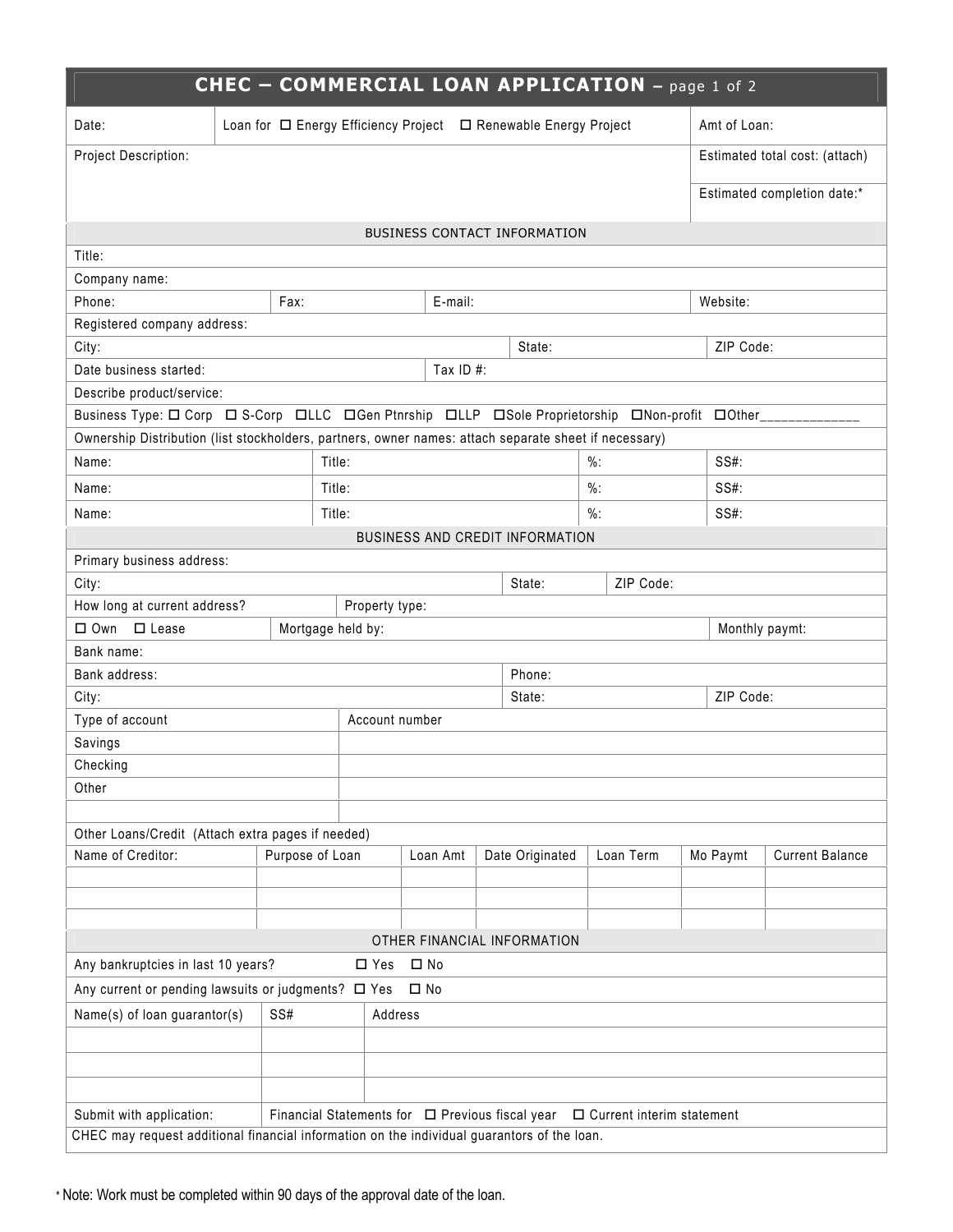# CHEC – COMMERCIAL LOAN APPLICATION – page 1 of 2

| Date: | Loan for ☐ Energy Efficiency Project ☐ Renewable Energy Project | Amt of Loan: |
|---|---|---|
| Project Description: | | Estimated total cost: (attach) |
| | | Estimated completion date:* |

## BUSINESS CONTACT INFORMATION

Title:

Company name:

| Phone: | Fax: | E-mail: | Website: |
|---|---|---|---|

Registered company address:

| City: | State: | ZIP Code: |
|---|---|---|

| Date business started: | Tax ID #: |
|---|---|

Describe product/service:

Business Type: ☐ Corp ☐ S-Corp ☐LLC ☐Gen Ptnrship ☐LLP ☐Sole Proprietorship ☐Non-profit ☐Other_____________

Ownership Distribution (list stockholders, partners, owner names: attach separate sheet if necessary)

| Name: | Title: | %: | SS#: |
|---|---|---|---|
| Name: | Title: | %: | SS#: |
| Name: | Title: | %: | SS#: |

## BUSINESS AND CREDIT INFORMATION

Primary business address:

| City: | State: | ZIP Code: |
|---|---|---|

| How long at current address? | Property type: | |
|---|---|---|
| ☐ Own ☐ Lease | Mortgage held by: | Monthly paymt: |

Bank name:

| Bank address: | Phone: | |
|---|---|---|
| City: | State: | ZIP Code: |

| Type of account | Account number |
|---|---|
| Savings | |
| Checking | |
| Other | |
| | |

Other Loans/Credit (Attach extra pages if needed)

| Name of Creditor: | Purpose of Loan | Loan Amt | Date Originated | Loan Term | Mo Paymt | Current Balance |
|---|---|---|---|---|---|---|
| | | | | | | |
| | | | | | | |
| | | | | | | |

## OTHER FINANCIAL INFORMATION

Any bankruptcies in last 10 years? ☐ Yes ☐ No

Any current or pending lawsuits or judgments? ☐ Yes ☐ No

| Name(s) of loan guarantor(s) | SS# | Address |
|---|---|---|
| | | |
| | | |
| | | |
| Submit with application: | Financial Statements for ☐ Previous fiscal year ☐ Current interim statement | |

CHEC may request additional financial information on the individual guarantors of the loan.

* Note: Work must be completed within 90 days of the approval date of the loan.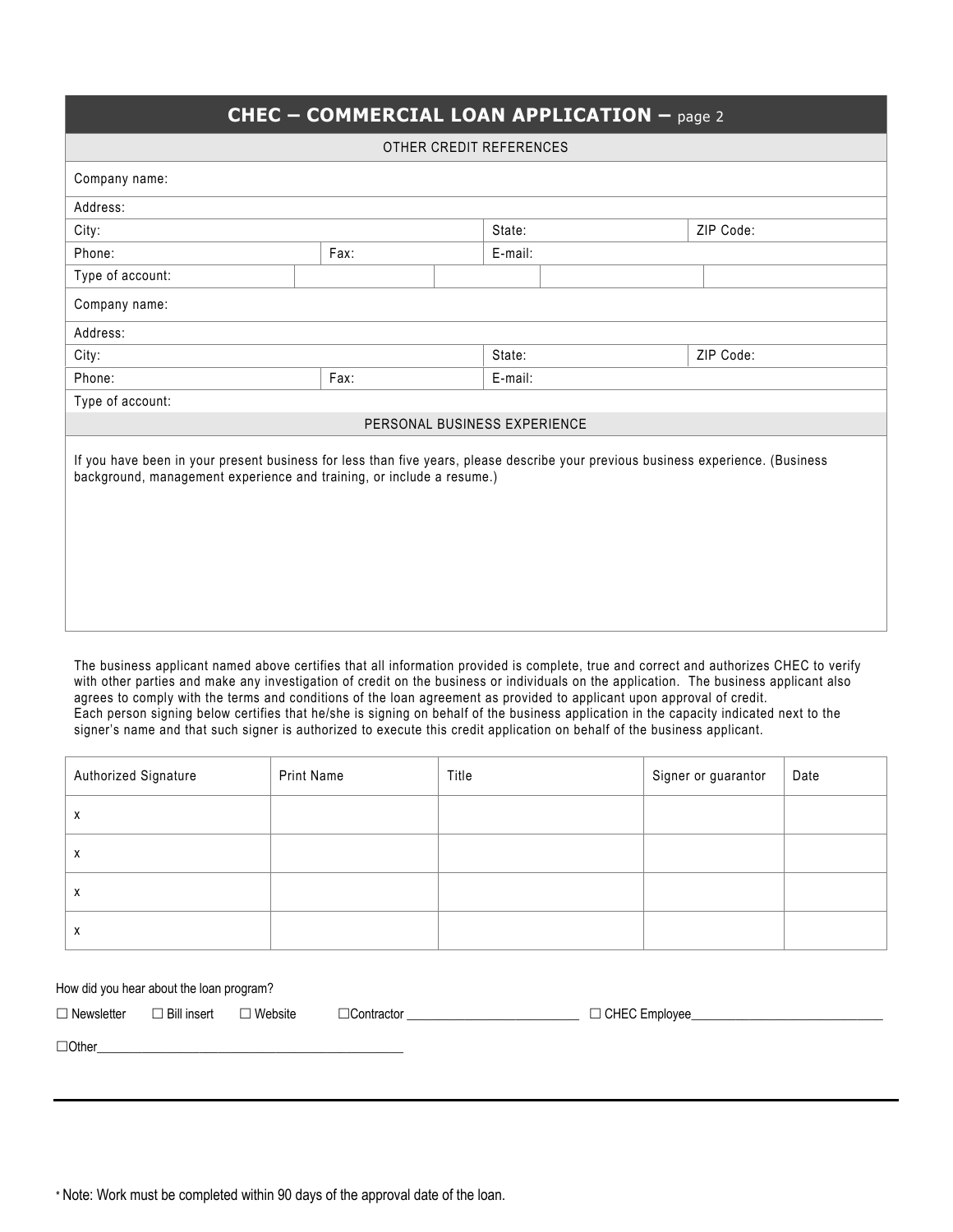## CHEC – COMMERCIAL LOAN APPLICATION – page 2

### OTHER CREDIT REFERENCES

| | | | | | |
|---|---|---|---|---|---|
| Company name: | | | | | |
| Address: | | | | | |
| City: | | | State: | | ZIP Code: |
| Phone: | Fax: | | E-mail: | | |
| Type of account: | | | | | |
| Company name: | | | | | |
| Address: | | | | | |
| City: | | | State: | | ZIP Code: |
| Phone: | Fax: | | E-mail: | | |
| Type of account: | | | | | |

### PERSONAL BUSINESS EXPERIENCE

If you have been in your present business for less than five years, please describe your previous business experience. (Business background, management experience and training, or include a resume.)

The business applicant named above certifies that all information provided is complete, true and correct and authorizes CHEC to verify with other parties and make any investigation of credit on the business or individuals on the application. The business applicant also agrees to comply with the terms and conditions of the loan agreement as provided to applicant upon approval of credit.
Each person signing below certifies that he/she is signing on behalf of the business application in the capacity indicated next to the signer's name and that such signer is authorized to execute this credit application on behalf of the business applicant.

| Authorized Signature | Print Name | Title | Signer or guarantor | Date |
|---|---|---|---|---|
| x | | | | |
| x | | | | |
| x | | | | |
| x | | | | |

How did you hear about the loan program?

☐ Newsletter ☐ Bill insert ☐ Website ☐Contractor ___________________________ ☐ CHEC Employee______________________________

☐Other_______________________________________________

* Note: Work must be completed within 90 days of the approval date of the loan.